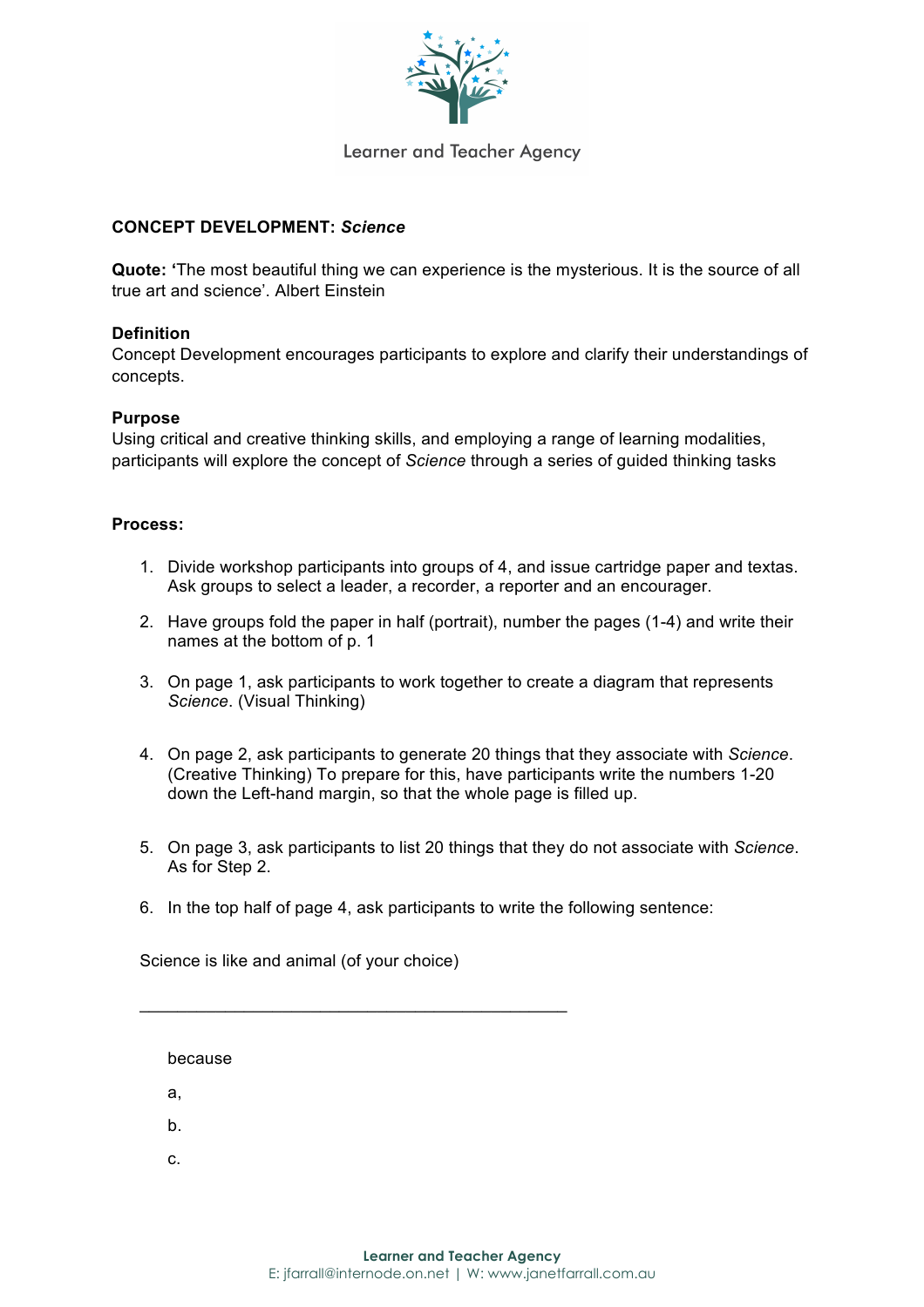Learner and Teacher Agency

**CONCEPT DEVELOPMENT:** ***Science***

**Quote:** **'**The most beautiful thing we can experience is the mysterious. It is the source of all true art and science'. Albert Einstein

**Definition**
Concept Development encourages participants to explore and clarify their understandings of concepts.

**Purpose**
Using critical and creative thinking skills, and employing a range of learning modalities, participants will explore the concept of *Science* through a series of guided thinking tasks

**Process:**

1. Divide workshop participants into groups of 4, and issue cartridge paper and textas. Ask groups to select a leader, a recorder, a reporter and an encourager.

2. Have groups fold the paper in half (portrait), number the pages (1-4) and write their names at the bottom of p. 1

3. On page 1, ask participants to work together to create a diagram that represents *Science*. (Visual Thinking)

4. On page 2, ask participants to generate 20 things that they associate with *Science*. (Creative Thinking) To prepare for this, have participants write the numbers 1-20 down the Left-hand margin, so that the whole page is filled up.

5. On page 3, ask participants to list 20 things that they do not associate with *Science*. As for Step 2.

6. In the top half of page 4, ask participants to write the following sentence:

Science is like and animal (of your choice)

_______________________________________________

because

a,

b.

c.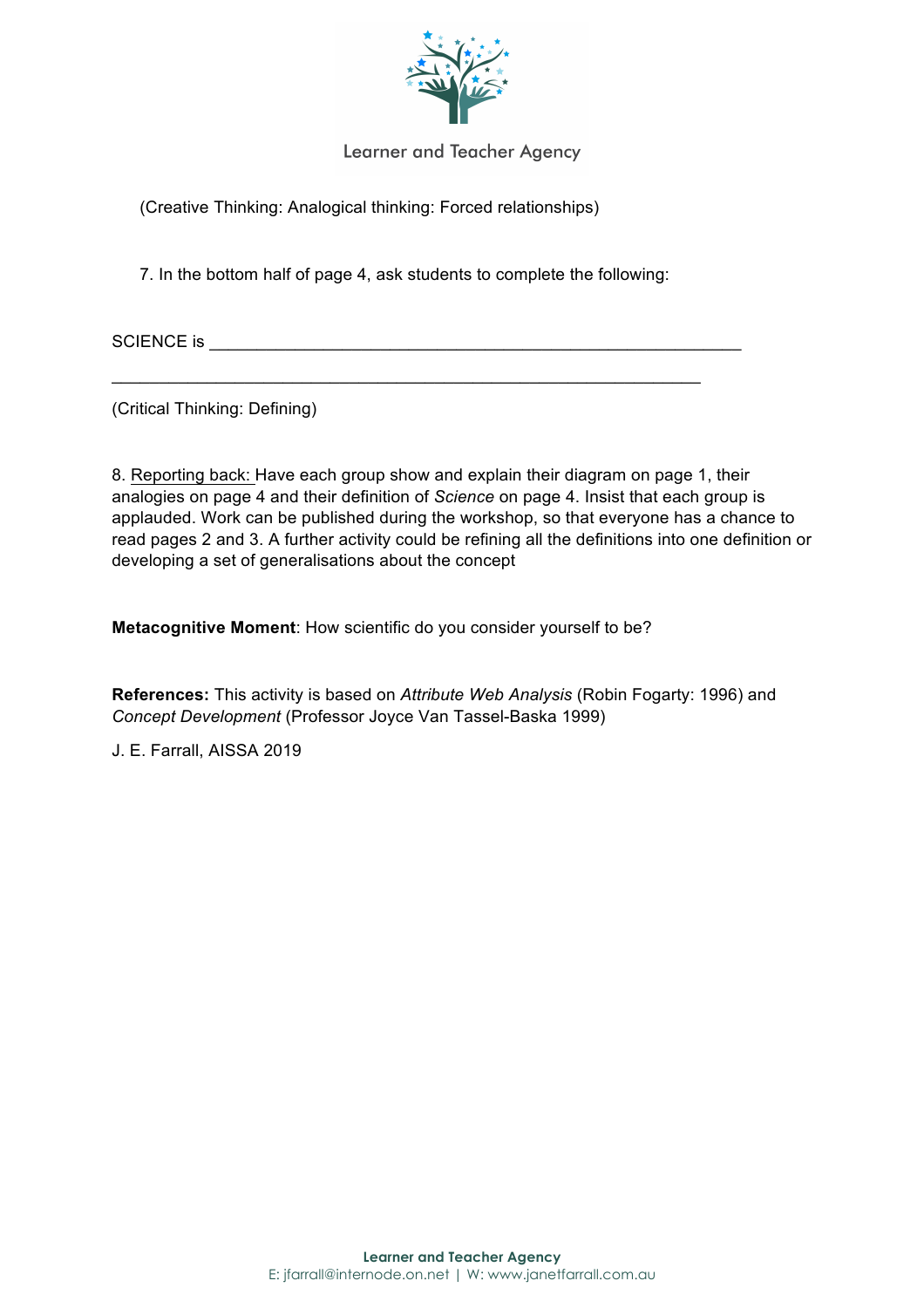(Creative Thinking: Analogical thinking: Forced relationships)

7. In the bottom half of page 4, ask students to complete the following:

SCIENCE is ___________________________________________________________

_______________________________________________________________

(Critical Thinking: Defining)

8. Reporting back: Have each group show and explain their diagram on page 1, their analogies on page 4 and their definition of *Science* on page 4. Insist that each group is applauded. Work can be published during the workshop, so that everyone has a chance to read pages 2 and 3. A further activity could be refining all the definitions into one definition or developing a set of generalisations about the concept

**Metacognitive Moment**: How scientific do you consider yourself to be?

**References:** This activity is based on *Attribute Web Analysis* (Robin Fogarty: 1996) and *Concept Development* (Professor Joyce Van Tassel-Baska 1999)

J. E. Farrall, AISSA 2019